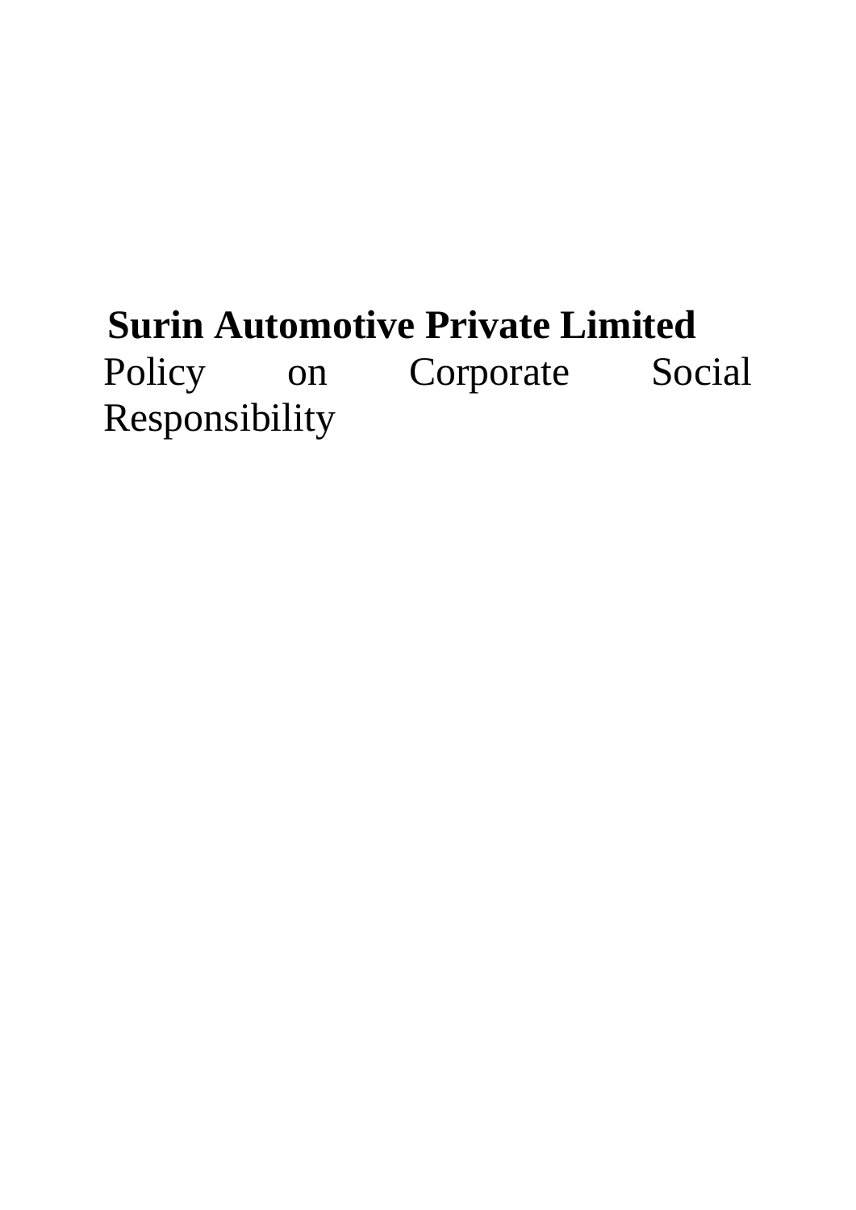# Surin Automotive Private Limited

Policy on Corporate Social Responsibility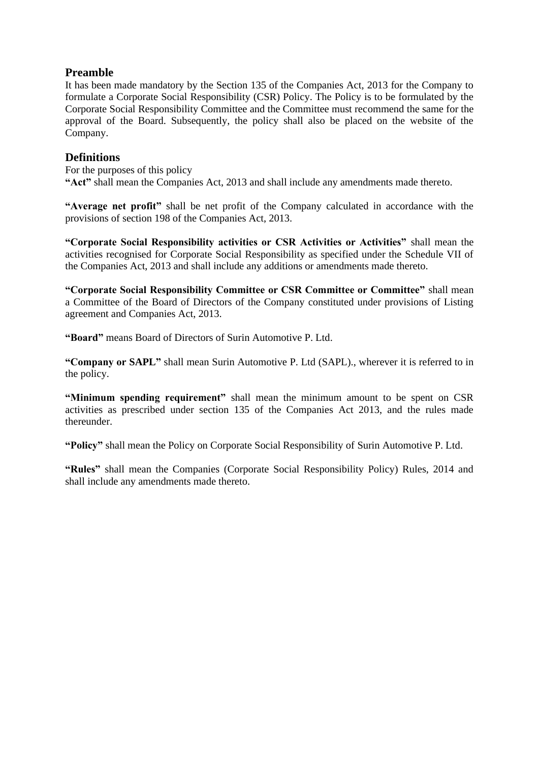## Preamble

It has been made mandatory by the Section 135 of the Companies Act, 2013 for the Company to formulate a Corporate Social Responsibility (CSR) Policy. The Policy is to be formulated by the Corporate Social Responsibility Committee and the Committee must recommend the same for the approval of the Board. Subsequently, the policy shall also be placed on the website of the Company.

## Definitions

For the purposes of this policy

**"Act"** shall mean the Companies Act, 2013 and shall include any amendments made thereto.

**"Average net profit"** shall be net profit of the Company calculated in accordance with the provisions of section 198 of the Companies Act, 2013.

**"Corporate Social Responsibility activities or CSR Activities or Activities"** shall mean the activities recognised for Corporate Social Responsibility as specified under the Schedule VII of the Companies Act, 2013 and shall include any additions or amendments made thereto.

**"Corporate Social Responsibility Committee or CSR Committee or Committee"** shall mean a Committee of the Board of Directors of the Company constituted under provisions of Listing agreement and Companies Act, 2013.

**"Board"** means Board of Directors of Surin Automotive P. Ltd.

**"Company or SAPL"** shall mean Surin Automotive P. Ltd (SAPL)., wherever it is referred to in the policy.

**"Minimum spending requirement"** shall mean the minimum amount to be spent on CSR activities as prescribed under section 135 of the Companies Act 2013, and the rules made thereunder.

**"Policy"** shall mean the Policy on Corporate Social Responsibility of Surin Automotive P. Ltd.

**"Rules"** shall mean the Companies (Corporate Social Responsibility Policy) Rules, 2014 and shall include any amendments made thereto.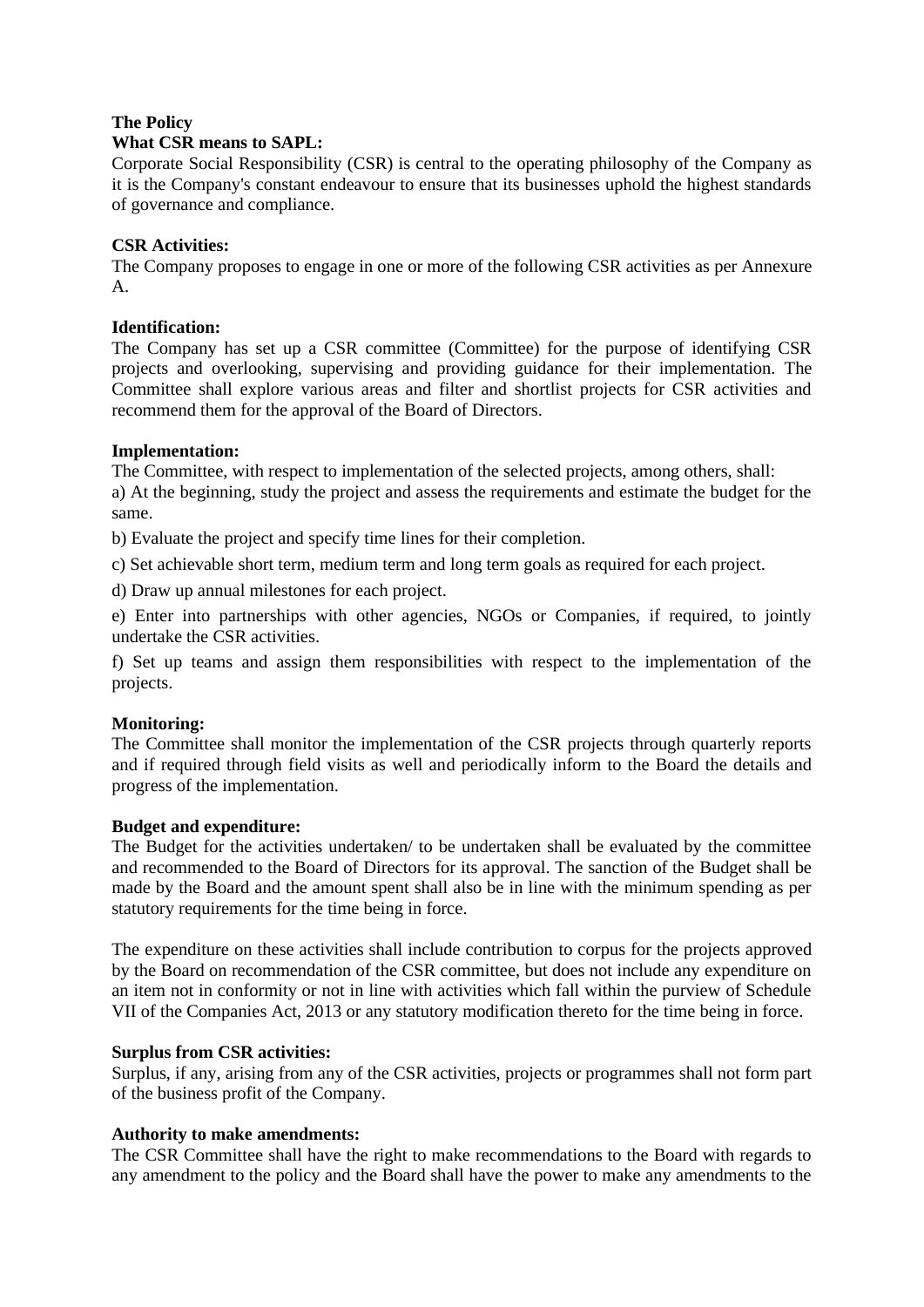**The Policy**

**What CSR means to SAPL:**

Corporate Social Responsibility (CSR) is central to the operating philosophy of the Company as it is the Company's constant endeavour to ensure that its businesses uphold the highest standards of governance and compliance.

**CSR Activities:**

The Company proposes to engage in one or more of the following CSR activities as per Annexure A.

**Identification:**

The Company has set up a CSR committee (Committee) for the purpose of identifying CSR projects and overlooking, supervising and providing guidance for their implementation. The Committee shall explore various areas and filter and shortlist projects for CSR activities and recommend them for the approval of the Board of Directors.

**Implementation:**

The Committee, with respect to implementation of the selected projects, among others, shall:

a) At the beginning, study the project and assess the requirements and estimate the budget for the same.

b) Evaluate the project and specify time lines for their completion.

c) Set achievable short term, medium term and long term goals as required for each project.

d) Draw up annual milestones for each project.

e) Enter into partnerships with other agencies, NGOs or Companies, if required, to jointly undertake the CSR activities.

f) Set up teams and assign them responsibilities with respect to the implementation of the projects.

**Monitoring:**

The Committee shall monitor the implementation of the CSR projects through quarterly reports and if required through field visits as well and periodically inform to the Board the details and progress of the implementation.

**Budget and expenditure:**

The Budget for the activities undertaken/ to be undertaken shall be evaluated by the committee and recommended to the Board of Directors for its approval. The sanction of the Budget shall be made by the Board and the amount spent shall also be in line with the minimum spending as per statutory requirements for the time being in force.

The expenditure on these activities shall include contribution to corpus for the projects approved by the Board on recommendation of the CSR committee, but does not include any expenditure on an item not in conformity or not in line with activities which fall within the purview of Schedule VII of the Companies Act, 2013 or any statutory modification thereto for the time being in force.

**Surplus from CSR activities:**

Surplus, if any, arising from any of the CSR activities, projects or programmes shall not form part of the business profit of the Company.

**Authority to make amendments:**

The CSR Committee shall have the right to make recommendations to the Board with regards to any amendment to the policy and the Board shall have the power to make any amendments to the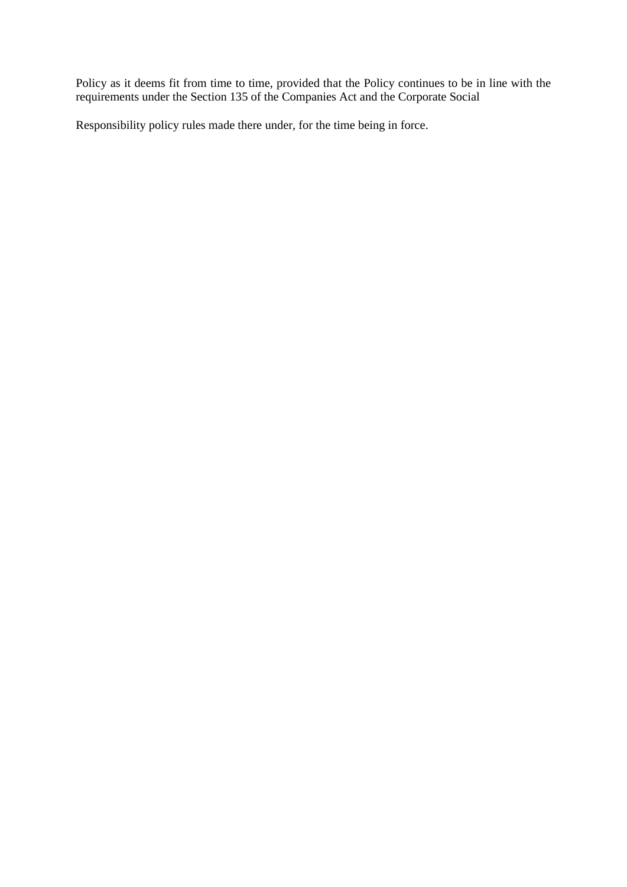Policy as it deems fit from time to time, provided that the Policy continues to be in line with the requirements under the Section 135 of the Companies Act and the Corporate Social

Responsibility policy rules made there under, for the time being in force.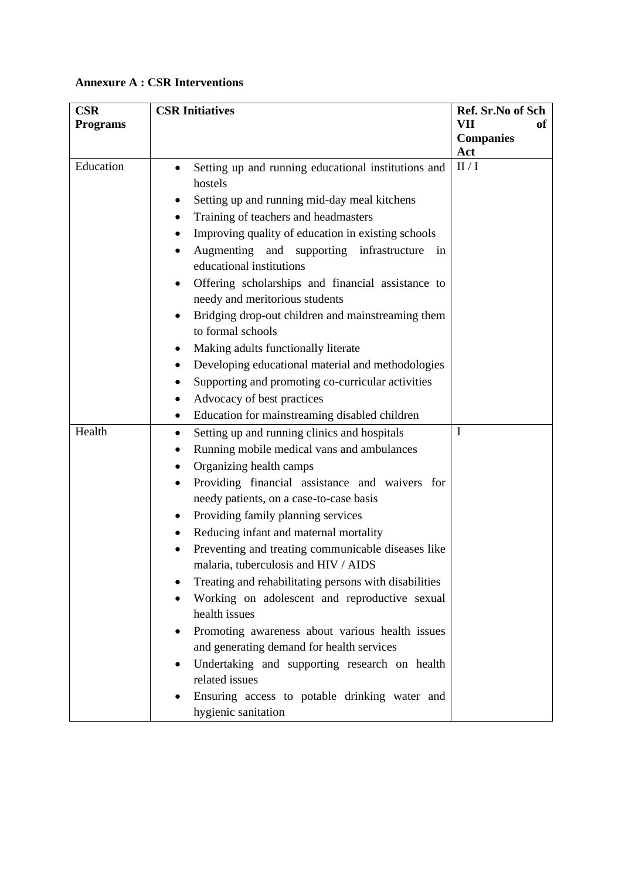**Annexure A : CSR Interventions**

| CSR Programs | CSR Initiatives | Ref. Sr.No of Sch VII of Companies Act |
|---|---|---|
| Education | • Setting up and running educational institutions and hostels<br>• Setting up and running mid-day meal kitchens<br>• Training of teachers and headmasters<br>• Improving quality of education in existing schools<br>• Augmenting and supporting infrastructure in educational institutions<br>• Offering scholarships and financial assistance to needy and meritorious students<br>• Bridging drop-out children and mainstreaming them to formal schools<br>• Making adults functionally literate<br>• Developing educational material and methodologies<br>• Supporting and promoting co-curricular activities<br>• Advocacy of best practices<br>• Education for mainstreaming disabled children | II / I |
| Health | • Setting up and running clinics and hospitals<br>• Running mobile medical vans and ambulances<br>• Organizing health camps<br>• Providing financial assistance and waivers for needy patients, on a case-to-case basis<br>• Providing family planning services<br>• Reducing infant and maternal mortality<br>• Preventing and treating communicable diseases like malaria, tuberculosis and HIV / AIDS<br>• Treating and rehabilitating persons with disabilities<br>• Working on adolescent and reproductive sexual health issues<br>• Promoting awareness about various health issues and generating demand for health services<br>• Undertaking and supporting research on health related issues<br>• Ensuring access to potable drinking water and hygienic sanitation | I |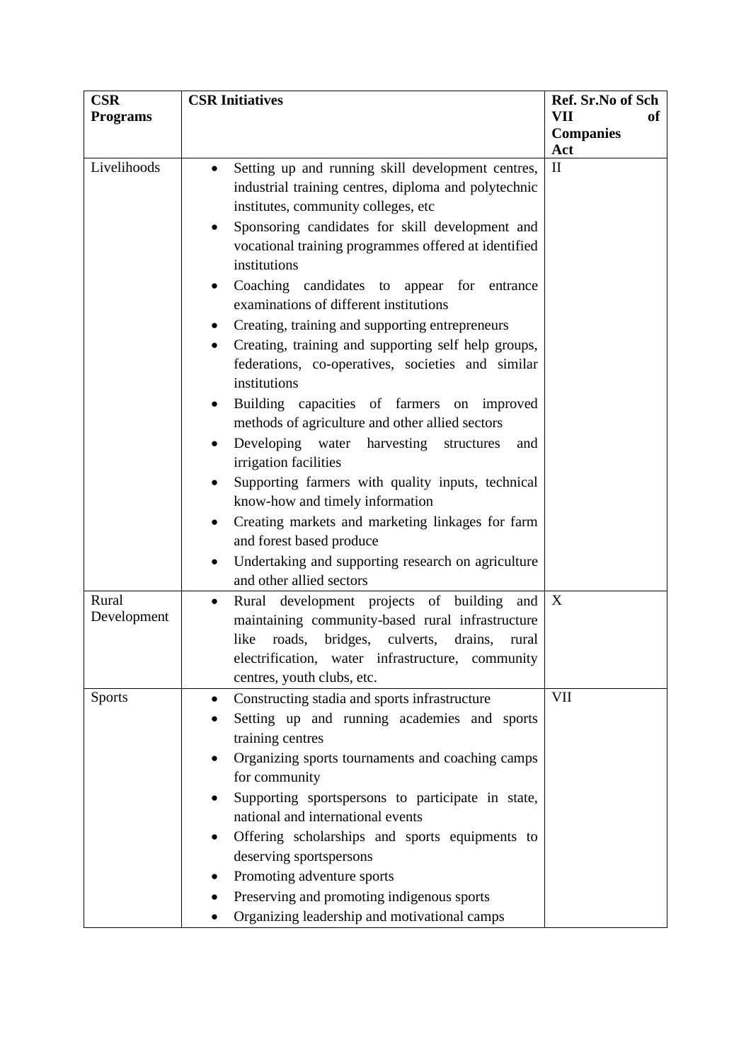| CSR Programs | CSR Initiatives | Ref. Sr.No of Sch VII of Companies Act |
| --- | --- | --- |
| Livelihoods | • Setting up and running skill development centres, industrial training centres, diploma and polytechnic institutes, community colleges, etc<br>• Sponsoring candidates for skill development and vocational training programmes offered at identified institutions<br>• Coaching candidates to appear for entrance examinations of different institutions<br>• Creating, training and supporting entrepreneurs<br>• Creating, training and supporting self help groups, federations, co-operatives, societies and similar institutions<br>• Building capacities of farmers on improved methods of agriculture and other allied sectors<br>• Developing water harvesting structures and irrigation facilities<br>• Supporting farmers with quality inputs, technical know-how and timely information<br>• Creating markets and marketing linkages for farm and forest based produce<br>• Undertaking and supporting research on agriculture and other allied sectors | II |
| Rural Development | • Rural development projects of building and maintaining community-based rural infrastructure like roads, bridges, culverts, drains, rural electrification, water infrastructure, community centres, youth clubs, etc. | X |
| Sports | • Constructing stadia and sports infrastructure<br>• Setting up and running academies and sports training centres<br>• Organizing sports tournaments and coaching camps for community<br>• Supporting sportspersons to participate in state, national and international events<br>• Offering scholarships and sports equipments to deserving sportspersons<br>• Promoting adventure sports<br>• Preserving and promoting indigenous sports<br>• Organizing leadership and motivational camps | VII |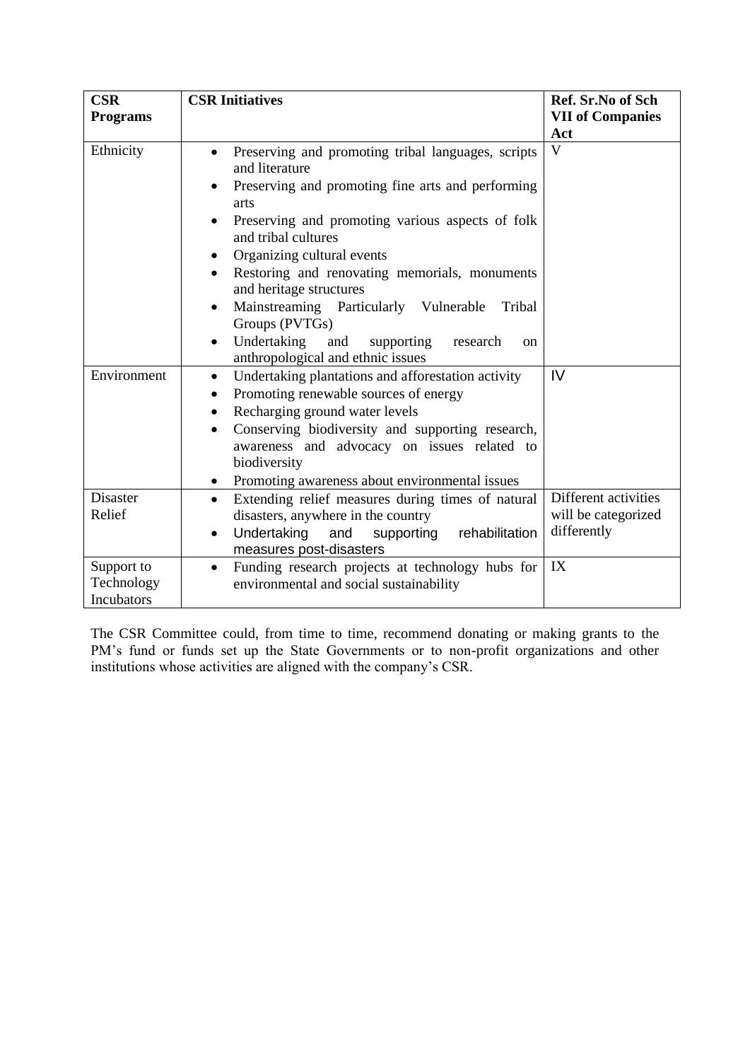| **CSR Programs** | **CSR Initiatives** | **Ref. Sr.No of Sch VII of Companies Act** |
|---|---|---|
| Ethnicity | • Preserving and promoting tribal languages, scripts and literature<br>• Preserving and promoting fine arts and performing arts<br>• Preserving and promoting various aspects of folk and tribal cultures<br>• Organizing cultural events<br>• Restoring and renovating memorials, monuments and heritage structures<br>• Mainstreaming Particularly Vulnerable Tribal Groups (PVTGs)<br>• Undertaking and supporting research on anthropological and ethnic issues | V |
| Environment | • Undertaking plantations and afforestation activity<br>• Promoting renewable sources of energy<br>• Recharging ground water levels<br>• Conserving biodiversity and supporting research, awareness and advocacy on issues related to biodiversity<br>• Promoting awareness about environmental issues | IV |
| Disaster Relief | • Extending relief measures during times of natural disasters, anywhere in the country<br>• Undertaking and supporting rehabilitation measures post-disasters | Different activities will be categorized differently |
| Support to Technology Incubators | • Funding research projects at technology hubs for environmental and social sustainability | IX |

The CSR Committee could, from time to time, recommend donating or making grants to the PM's fund or funds set up the State Governments or to non-profit organizations and other institutions whose activities are aligned with the company's CSR.